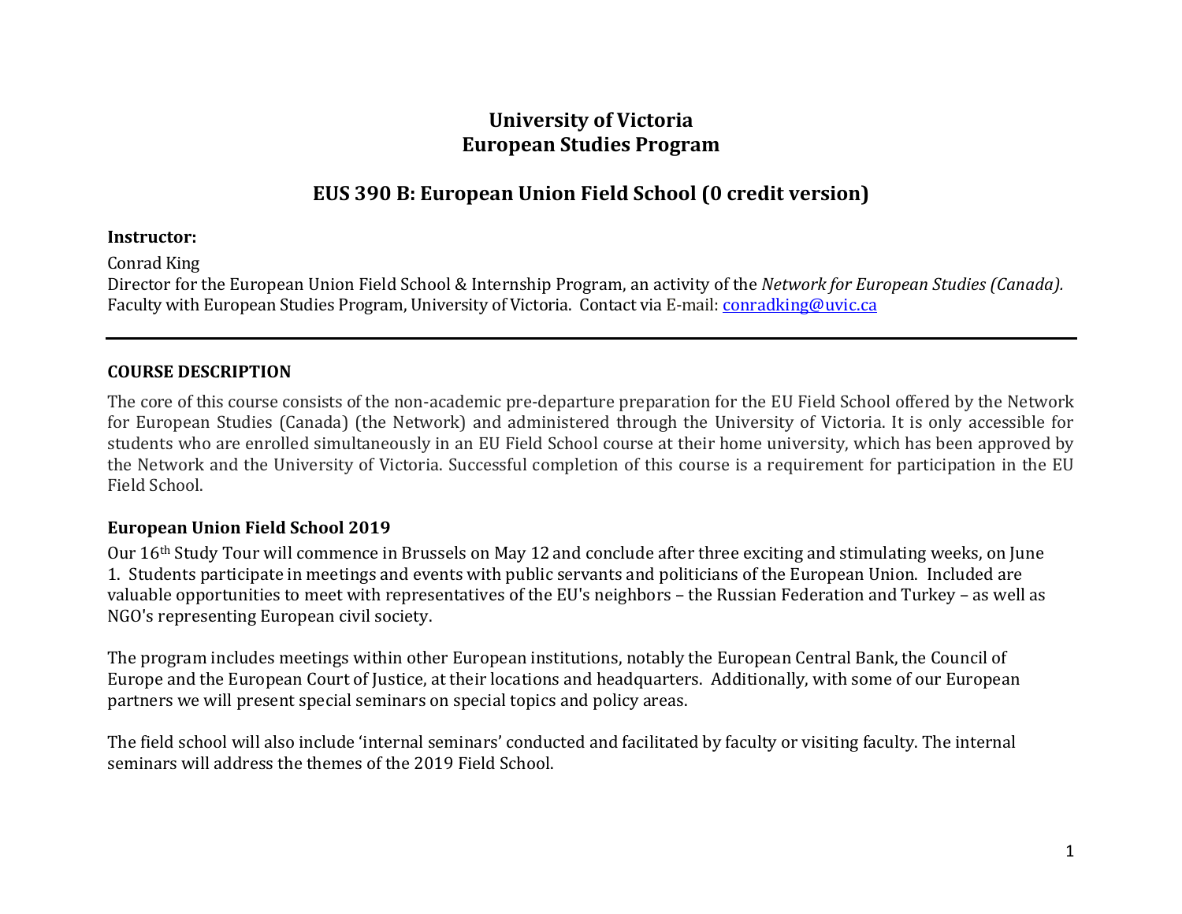# University of Victoria
# European Studies Program

## EUS 390 B: European Union Field School (0 credit version)

**Instructor:**

Conrad King
Director for the European Union Field School & Internship Program, an activity of the *Network for European Studies (Canada).*
Faculty with European Studies Program, University of Victoria. Contact via E-mail: conradking@uvic.ca

---

### COURSE DESCRIPTION

The core of this course consists of the non-academic pre-departure preparation for the EU Field School offered by the Network for European Studies (Canada) (the Network) and administered through the University of Victoria. It is only accessible for students who are enrolled simultaneously in an EU Field School course at their home university, which has been approved by the Network and the University of Victoria. Successful completion of this course is a requirement for participation in the EU Field School.

### European Union Field School 2019

Our 16th Study Tour will commence in Brussels on May 12 and conclude after three exciting and stimulating weeks, on June 1. Students participate in meetings and events with public servants and politicians of the European Union. Included are valuable opportunities to meet with representatives of the EU's neighbors – the Russian Federation and Turkey – as well as NGO's representing European civil society.

The program includes meetings within other European institutions, notably the European Central Bank, the Council of Europe and the European Court of Justice, at their locations and headquarters. Additionally, with some of our European partners we will present special seminars on special topics and policy areas.

The field school will also include 'internal seminars' conducted and facilitated by faculty or visiting faculty. The internal seminars will address the themes of the 2019 Field School.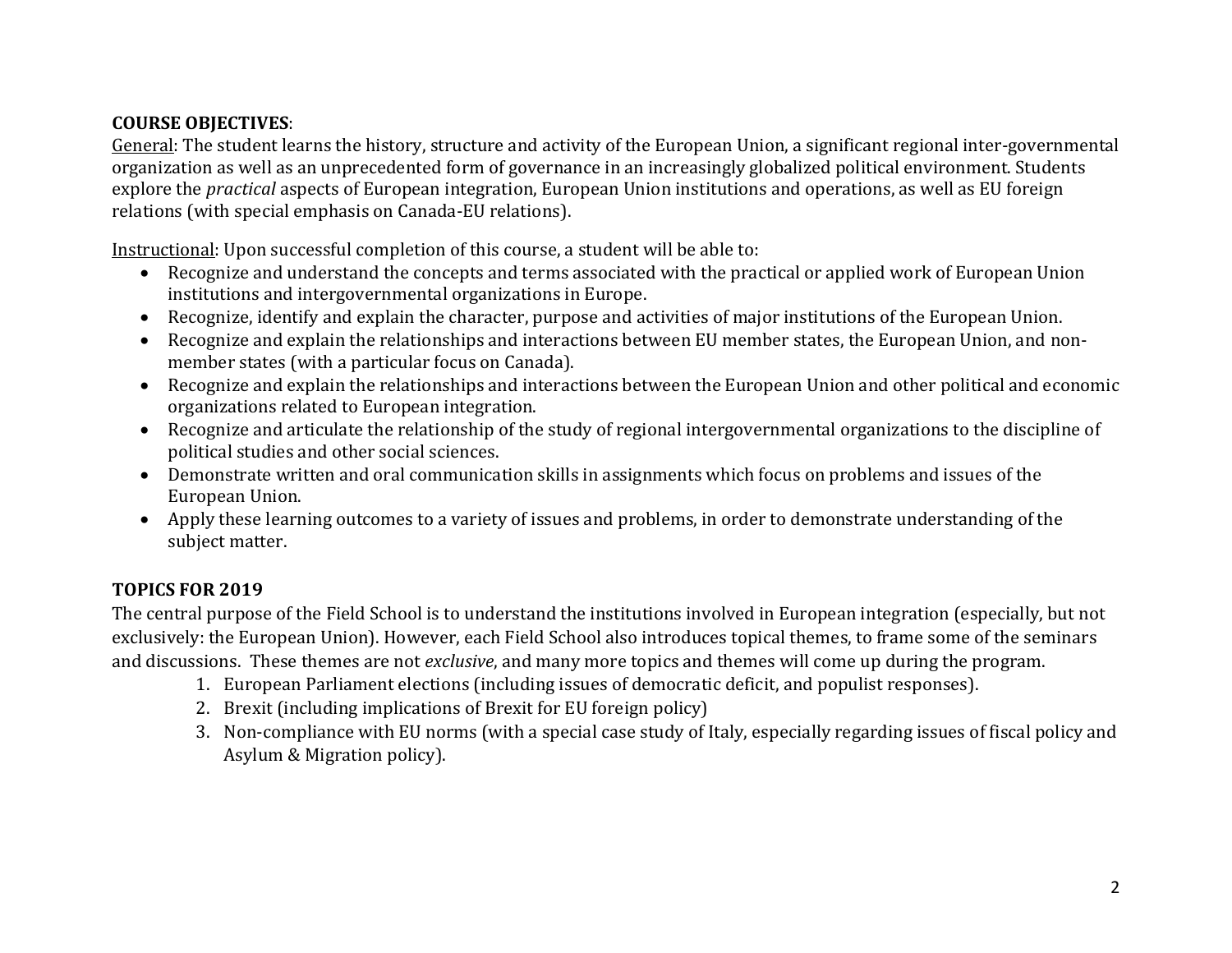**COURSE OBJECTIVES**:

General: The student learns the history, structure and activity of the European Union, a significant regional inter-governmental organization as well as an unprecedented form of governance in an increasingly globalized political environment. Students explore the *practical* aspects of European integration, European Union institutions and operations, as well as EU foreign relations (with special emphasis on Canada-EU relations).

Instructional: Upon successful completion of this course, a student will be able to:

- Recognize and understand the concepts and terms associated with the practical or applied work of European Union institutions and intergovernmental organizations in Europe.
- Recognize, identify and explain the character, purpose and activities of major institutions of the European Union.
- Recognize and explain the relationships and interactions between EU member states, the European Union, and non-member states (with a particular focus on Canada).
- Recognize and explain the relationships and interactions between the European Union and other political and economic organizations related to European integration.
- Recognize and articulate the relationship of the study of regional intergovernmental organizations to the discipline of political studies and other social sciences.
- Demonstrate written and oral communication skills in assignments which focus on problems and issues of the European Union.
- Apply these learning outcomes to a variety of issues and problems, in order to demonstrate understanding of the subject matter.

**TOPICS FOR 2019**

The central purpose of the Field School is to understand the institutions involved in European integration (especially, but not exclusively: the European Union). However, each Field School also introduces topical themes, to frame some of the seminars and discussions. These themes are not *exclusive*, and many more topics and themes will come up during the program.

1. European Parliament elections (including issues of democratic deficit, and populist responses).
2. Brexit (including implications of Brexit for EU foreign policy)
3. Non-compliance with EU norms (with a special case study of Italy, especially regarding issues of fiscal policy and Asylum & Migration policy).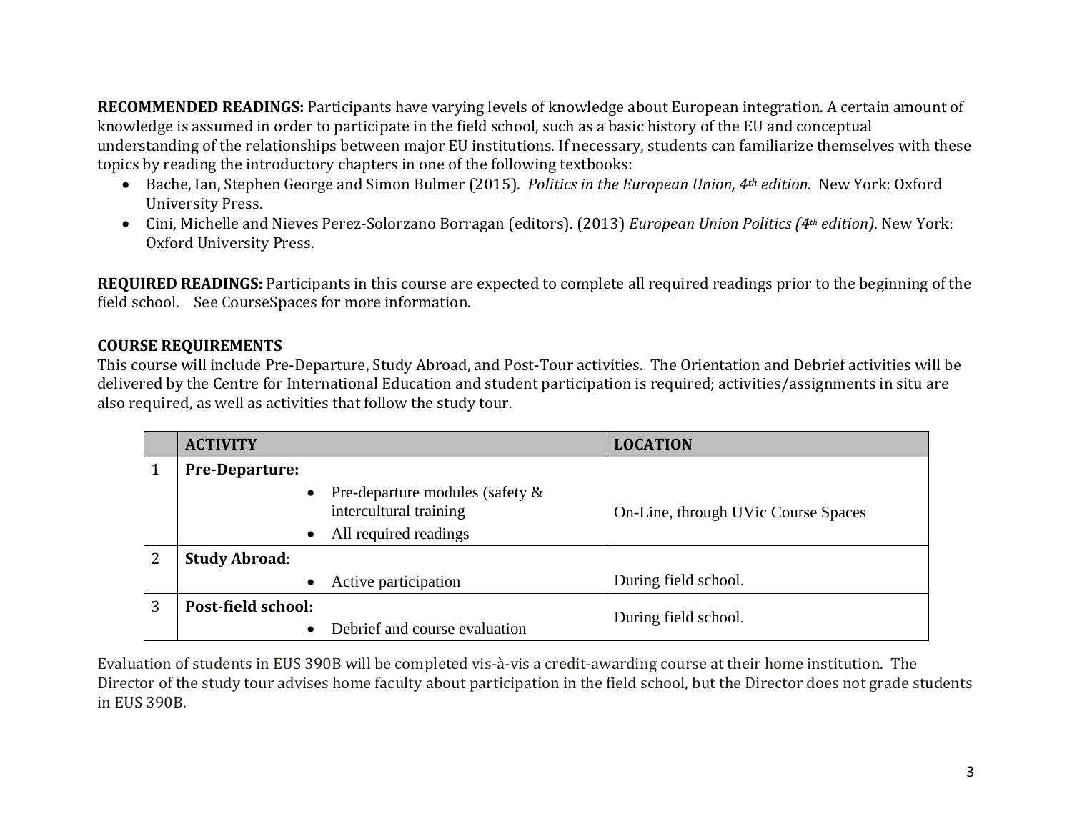**RECOMMENDED READINGS:** Participants have varying levels of knowledge about European integration. A certain amount of knowledge is assumed in order to participate in the field school, such as a basic history of the EU and conceptual understanding of the relationships between major EU institutions. If necessary, students can familiarize themselves with these topics by reading the introductory chapters in one of the following textbooks:

- Bache, Ian, Stephen George and Simon Bulmer (2015). *Politics in the European Union, 4th edition.* New York: Oxford University Press.
- Cini, Michelle and Nieves Perez-Solorzano Borragan (editors). (2013) *European Union Politics (4th edition)*. New York: Oxford University Press.

**REQUIRED READINGS:** Participants in this course are expected to complete all required readings prior to the beginning of the field school. See CourseSpaces for more information.

**COURSE REQUIREMENTS**

This course will include Pre-Departure, Study Abroad, and Post-Tour activities. The Orientation and Debrief activities will be delivered by the Centre for International Education and student participation is required; activities/assignments in situ are also required, as well as activities that follow the study tour.

| | **ACTIVITY** | **LOCATION** |
|---|---|---|
| 1 | **Pre-Departure:**<br>• Pre-departure modules (safety & intercultural training<br>• All required readings | On-Line, through UVic Course Spaces |
| 2 | **Study Abroad**:<br>• Active participation | During field school. |
| 3 | **Post-field school:**<br>• Debrief and course evaluation | During field school. |

Evaluation of students in EUS 390B will be completed vis-à-vis a credit-awarding course at their home institution. The Director of the study tour advises home faculty about participation in the field school, but the Director does not grade students in EUS 390B.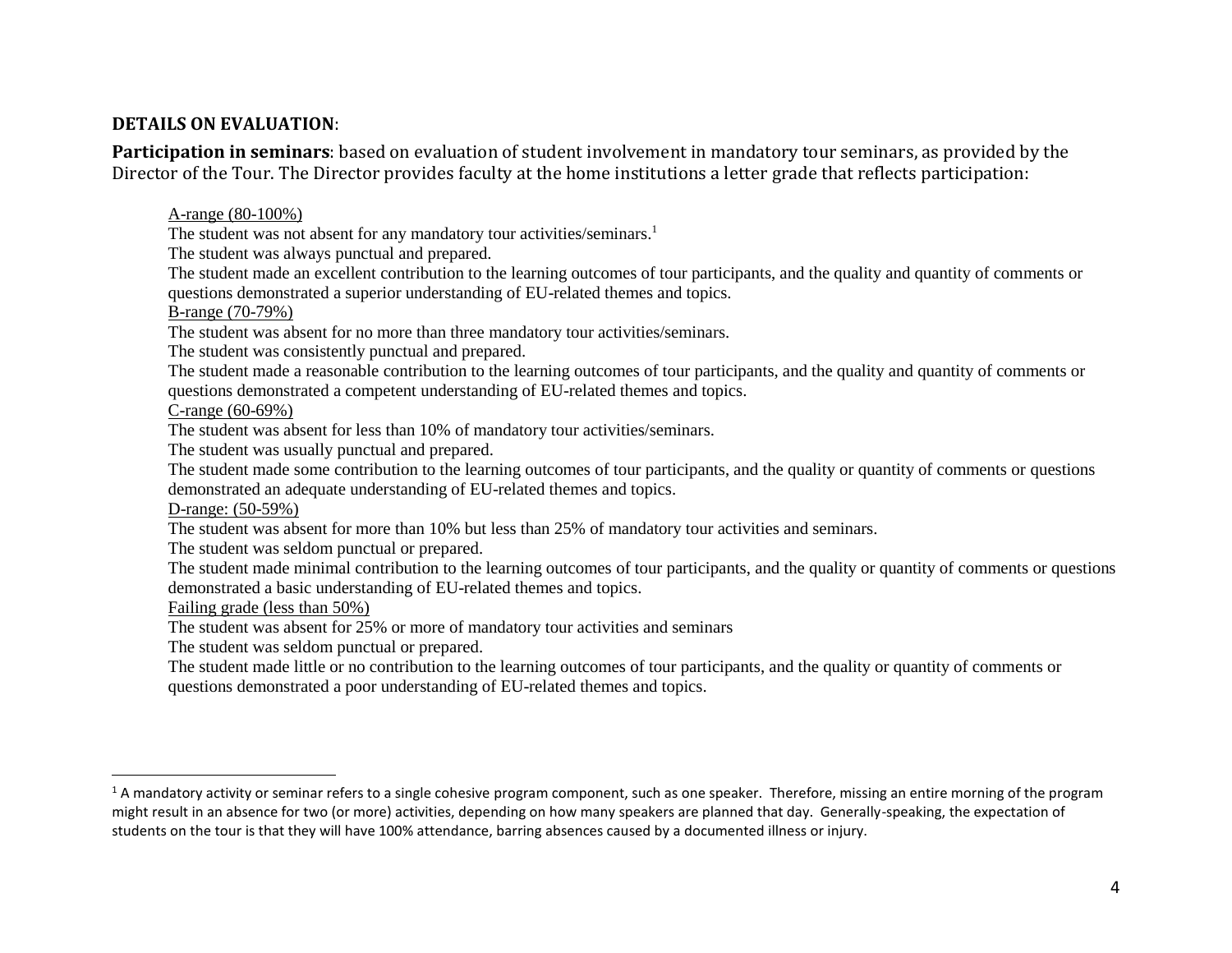**DETAILS ON EVALUATION**:

**Participation in seminars**: based on evaluation of student involvement in mandatory tour seminars, as provided by the Director of the Tour. The Director provides faculty at the home institutions a letter grade that reflects participation:

<u>A-range (80-100%)</u>
The student was not absent for any mandatory tour activities/seminars.[1]
The student was always punctual and prepared.
The student made an excellent contribution to the learning outcomes of tour participants, and the quality and quantity of comments or questions demonstrated a superior understanding of EU-related themes and topics.

<u>B-range (70-79%)</u>
The student was absent for no more than three mandatory tour activities/seminars.
The student was consistently punctual and prepared.
The student made a reasonable contribution to the learning outcomes of tour participants, and the quality and quantity of comments or questions demonstrated a competent understanding of EU-related themes and topics.

<u>C-range (60-69%)</u>
The student was absent for less than 10% of mandatory tour activities/seminars.
The student was usually punctual and prepared.
The student made some contribution to the learning outcomes of tour participants, and the quality or quantity of comments or questions demonstrated an adequate understanding of EU-related themes and topics.

<u>D-range: (50-59%)</u>
The student was absent for more than 10% but less than 25% of mandatory tour activities and seminars.
The student was seldom punctual or prepared.
The student made minimal contribution to the learning outcomes of tour participants, and the quality or quantity of comments or questions demonstrated a basic understanding of EU-related themes and topics.

<u>Failing grade (less than 50%)</u>
The student was absent for 25% or more of mandatory tour activities and seminars
The student was seldom punctual or prepared.
The student made little or no contribution to the learning outcomes of tour participants, and the quality or quantity of comments or questions demonstrated a poor understanding of EU-related themes and topics.

---

[1] A mandatory activity or seminar refers to a single cohesive program component, such as one speaker. Therefore, missing an entire morning of the program might result in an absence for two (or more) activities, depending on how many speakers are planned that day. Generally-speaking, the expectation of students on the tour is that they will have 100% attendance, barring absences caused by a documented illness or injury.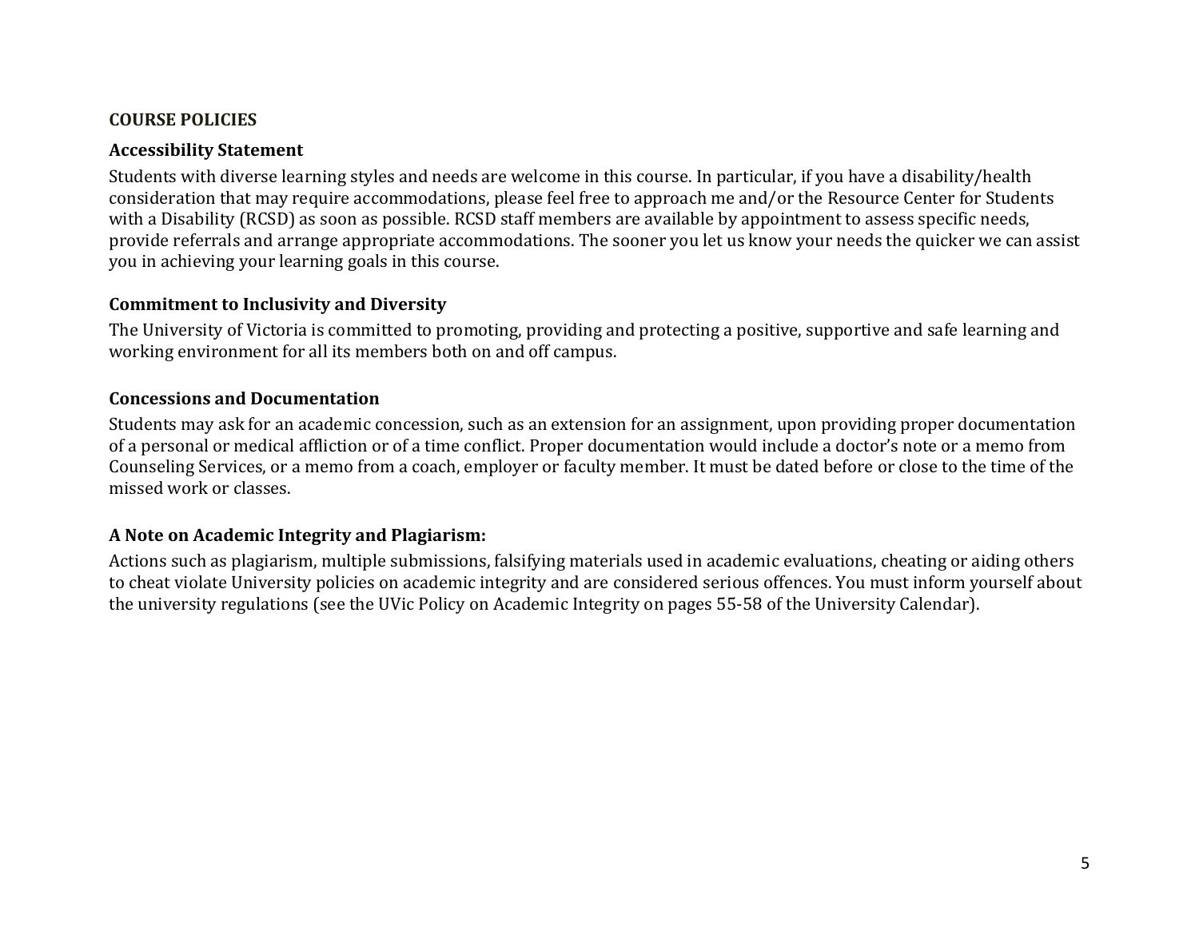## COURSE POLICIES

### Accessibility Statement

Students with diverse learning styles and needs are welcome in this course. In particular, if you have a disability/health consideration that may require accommodations, please feel free to approach me and/or the Resource Center for Students with a Disability (RCSD) as soon as possible. RCSD staff members are available by appointment to assess specific needs, provide referrals and arrange appropriate accommodations. The sooner you let us know your needs the quicker we can assist you in achieving your learning goals in this course.

### Commitment to Inclusivity and Diversity

The University of Victoria is committed to promoting, providing and protecting a positive, supportive and safe learning and working environment for all its members both on and off campus.

### Concessions and Documentation

Students may ask for an academic concession, such as an extension for an assignment, upon providing proper documentation of a personal or medical affliction or of a time conflict. Proper documentation would include a doctor's note or a memo from Counseling Services, or a memo from a coach, employer or faculty member. It must be dated before or close to the time of the missed work or classes.

### A Note on Academic Integrity and Plagiarism:

Actions such as plagiarism, multiple submissions, falsifying materials used in academic evaluations, cheating or aiding others to cheat violate University policies on academic integrity and are considered serious offences. You must inform yourself about the university regulations (see the UVic Policy on Academic Integrity on pages 55-58 of the University Calendar).